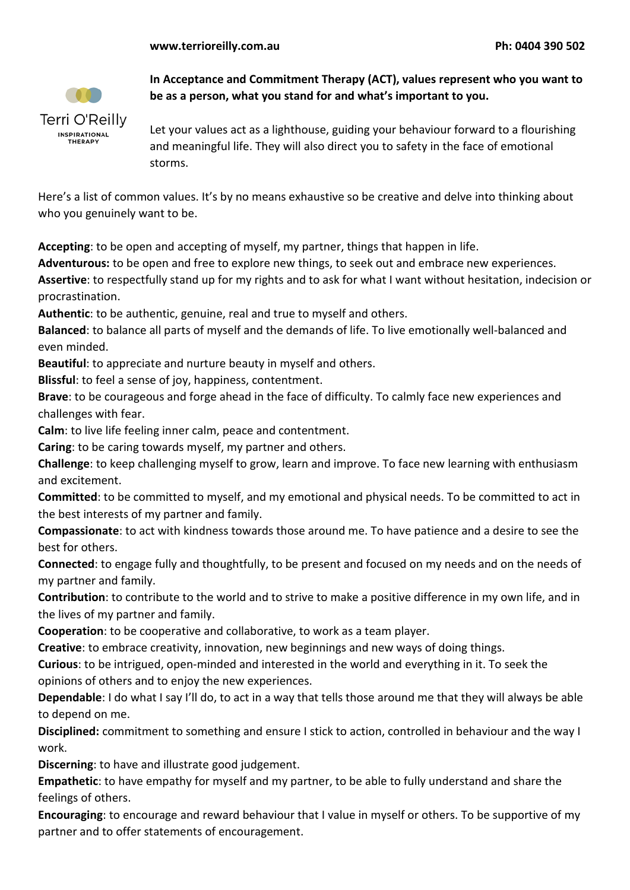**In Acceptance and Commitment Therapy (ACT), values represent who you want to be as a person, what you stand for and what's important to you.**

Let your values act as a lighthouse, guiding your behaviour forward to a flourishing and meaningful life. They will also direct you to safety in the face of emotional storms.

Here's a list of common values. It's by no means exhaustive so be creative and delve into thinking about who you genuinely want to be.

**Accepting**: to be open and accepting of myself, my partner, things that happen in life.
**Adventurous:** to be open and free to explore new things, to seek out and embrace new experiences.
**Assertive**: to respectfully stand up for my rights and to ask for what I want without hesitation, indecision or procrastination.
**Authentic**: to be authentic, genuine, real and true to myself and others.
**Balanced**: to balance all parts of myself and the demands of life. To live emotionally well-balanced and even minded.
**Beautiful**: to appreciate and nurture beauty in myself and others.
**Blissful**: to feel a sense of joy, happiness, contentment.
**Brave**: to be courageous and forge ahead in the face of difficulty. To calmly face new experiences and challenges with fear.
**Calm**: to live life feeling inner calm, peace and contentment.
**Caring**: to be caring towards myself, my partner and others.
**Challenge**: to keep challenging myself to grow, learn and improve. To face new learning with enthusiasm and excitement.
**Committed**: to be committed to myself, and my emotional and physical needs. To be committed to act in the best interests of my partner and family.
**Compassionate**: to act with kindness towards those around me. To have patience and a desire to see the best for others.
**Connected**: to engage fully and thoughtfully, to be present and focused on my needs and on the needs of my partner and family.
**Contribution**: to contribute to the world and to strive to make a positive difference in my own life, and in the lives of my partner and family.
**Cooperation**: to be cooperative and collaborative, to work as a team player.
**Creative**: to embrace creativity, innovation, new beginnings and new ways of doing things.
**Curious**: to be intrigued, open-minded and interested in the world and everything in it. To seek the opinions of others and to enjoy the new experiences.
**Dependable**: I do what I say I'll do, to act in a way that tells those around me that they will always be able to depend on me.
**Disciplined:** commitment to something and ensure I stick to action, controlled in behaviour and the way I work.
**Discerning**: to have and illustrate good judgement.
**Empathetic**: to have empathy for myself and my partner, to be able to fully understand and share the feelings of others.
**Encouraging**: to encourage and reward behaviour that I value in myself or others. To be supportive of my partner and to offer statements of encouragement.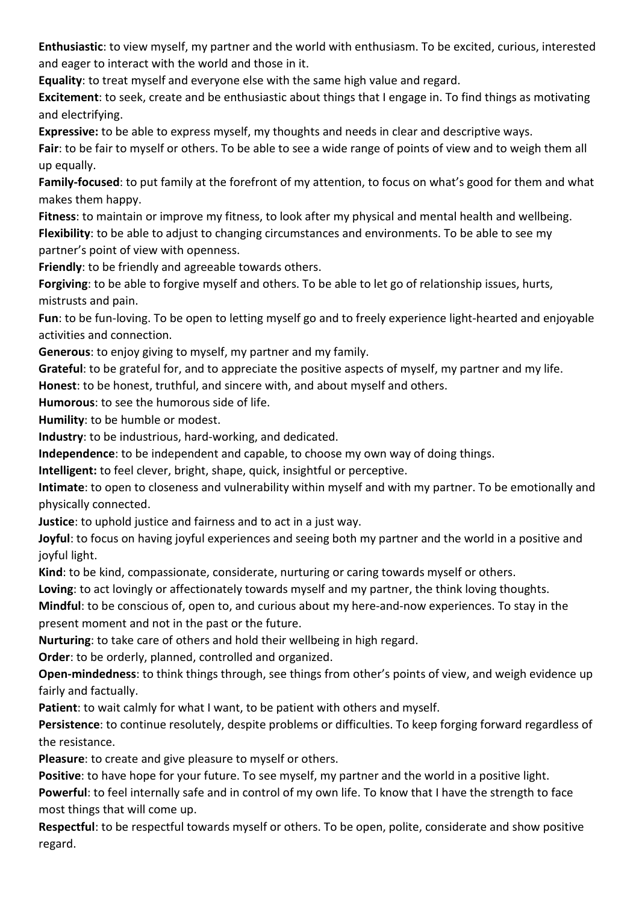**Enthusiastic**: to view myself, my partner and the world with enthusiasm. To be excited, curious, interested and eager to interact with the world and those in it.

**Equality**: to treat myself and everyone else with the same high value and regard.

**Excitement**: to seek, create and be enthusiastic about things that I engage in. To find things as motivating and electrifying.

**Expressive:** to be able to express myself, my thoughts and needs in clear and descriptive ways.

**Fair**: to be fair to myself or others. To be able to see a wide range of points of view and to weigh them all up equally.

**Family-focused**: to put family at the forefront of my attention, to focus on what's good for them and what makes them happy.

**Fitness**: to maintain or improve my fitness, to look after my physical and mental health and wellbeing.

**Flexibility**: to be able to adjust to changing circumstances and environments. To be able to see my partner's point of view with openness.

**Friendly**: to be friendly and agreeable towards others.

**Forgiving**: to be able to forgive myself and others. To be able to let go of relationship issues, hurts, mistrusts and pain.

**Fun**: to be fun-loving. To be open to letting myself go and to freely experience light-hearted and enjoyable activities and connection.

**Generous**: to enjoy giving to myself, my partner and my family.

**Grateful**: to be grateful for, and to appreciate the positive aspects of myself, my partner and my life.

**Honest**: to be honest, truthful, and sincere with, and about myself and others.

**Humorous**: to see the humorous side of life.

**Humility**: to be humble or modest.

**Industry**: to be industrious, hard-working, and dedicated.

**Independence**: to be independent and capable, to choose my own way of doing things.

**Intelligent:** to feel clever, bright, shape, quick, insightful or perceptive.

**Intimate**: to open to closeness and vulnerability within myself and with my partner. To be emotionally and physically connected.

**Justice**: to uphold justice and fairness and to act in a just way.

**Joyful**: to focus on having joyful experiences and seeing both my partner and the world in a positive and joyful light.

**Kind**: to be kind, compassionate, considerate, nurturing or caring towards myself or others.

**Loving**: to act lovingly or affectionately towards myself and my partner, the think loving thoughts.

**Mindful**: to be conscious of, open to, and curious about my here-and-now experiences. To stay in the present moment and not in the past or the future.

**Nurturing**: to take care of others and hold their wellbeing in high regard.

**Order**: to be orderly, planned, controlled and organized.

**Open-mindedness**: to think things through, see things from other's points of view, and weigh evidence up fairly and factually.

**Patient**: to wait calmly for what I want, to be patient with others and myself.

**Persistence**: to continue resolutely, despite problems or difficulties. To keep forging forward regardless of the resistance.

**Pleasure**: to create and give pleasure to myself or others.

**Positive**: to have hope for your future. To see myself, my partner and the world in a positive light.

**Powerful**: to feel internally safe and in control of my own life. To know that I have the strength to face most things that will come up.

**Respectful**: to be respectful towards myself or others. To be open, polite, considerate and show positive regard.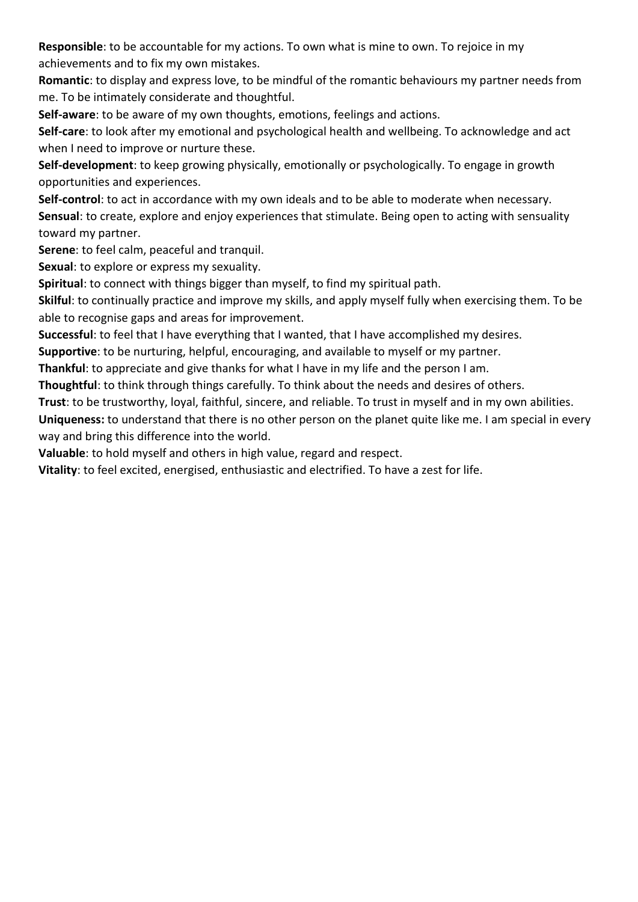**Responsible**: to be accountable for my actions. To own what is mine to own. To rejoice in my achievements and to fix my own mistakes.

**Romantic**: to display and express love, to be mindful of the romantic behaviours my partner needs from me. To be intimately considerate and thoughtful.

**Self-aware**: to be aware of my own thoughts, emotions, feelings and actions.

**Self-care**: to look after my emotional and psychological health and wellbeing. To acknowledge and act when I need to improve or nurture these.

**Self-development**: to keep growing physically, emotionally or psychologically. To engage in growth opportunities and experiences.

**Self-control**: to act in accordance with my own ideals and to be able to moderate when necessary.

**Sensual**: to create, explore and enjoy experiences that stimulate. Being open to acting with sensuality toward my partner.

**Serene**: to feel calm, peaceful and tranquil.

**Sexual**: to explore or express my sexuality.

**Spiritual**: to connect with things bigger than myself, to find my spiritual path.

**Skilful**: to continually practice and improve my skills, and apply myself fully when exercising them. To be able to recognise gaps and areas for improvement.

**Successful**: to feel that I have everything that I wanted, that I have accomplished my desires.

**Supportive**: to be nurturing, helpful, encouraging, and available to myself or my partner.

**Thankful**: to appreciate and give thanks for what I have in my life and the person I am.

**Thoughtful**: to think through things carefully. To think about the needs and desires of others.

**Trust**: to be trustworthy, loyal, faithful, sincere, and reliable. To trust in myself and in my own abilities.

**Uniqueness:** to understand that there is no other person on the planet quite like me. I am special in every way and bring this difference into the world.

**Valuable**: to hold myself and others in high value, regard and respect.

**Vitality**: to feel excited, energised, enthusiastic and electrified. To have a zest for life.